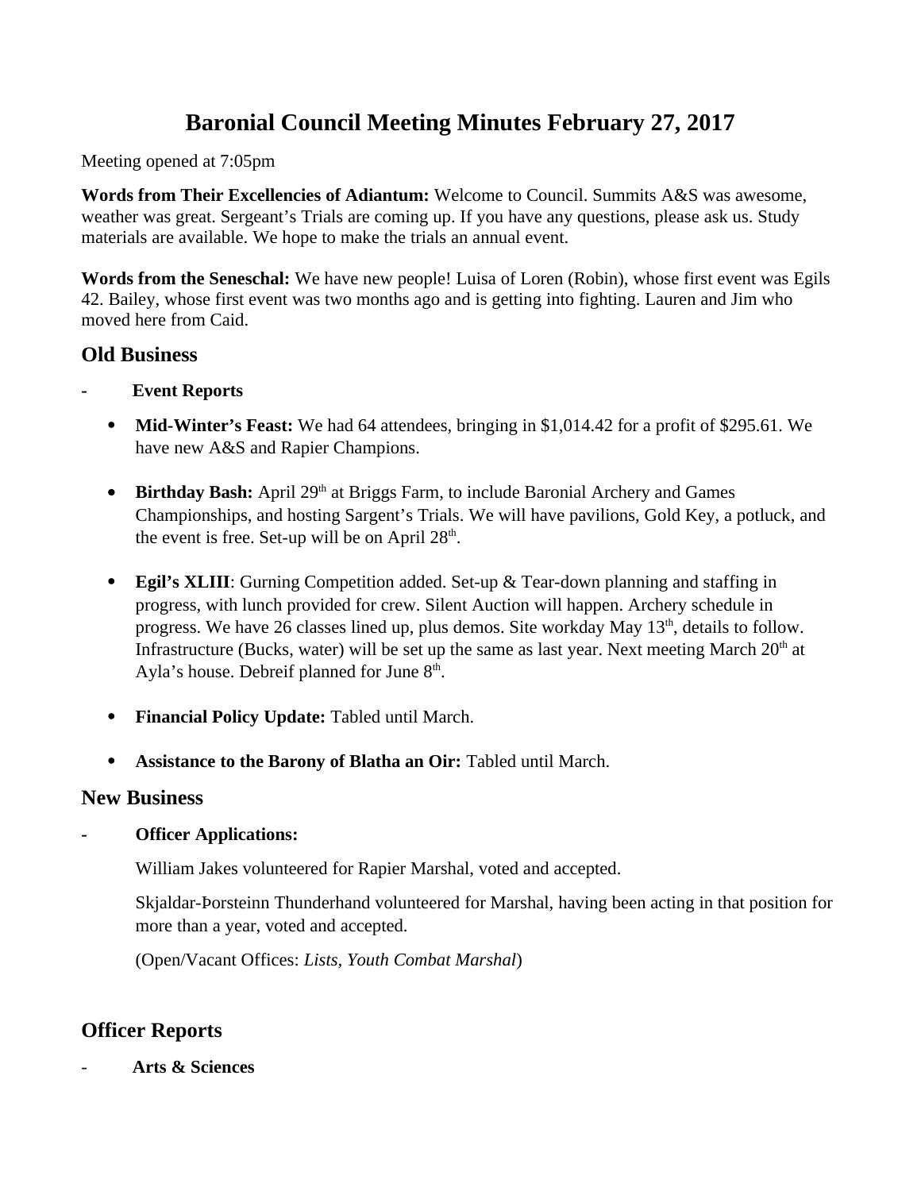# Baronial Council Meeting Minutes February 27, 2017

Meeting opened at 7:05pm

**Words from Their Excellencies of Adiantum:** Welcome to Council. Summits A&S was awesome, weather was great. Sergeant's Trials are coming up. If you have any questions, please ask us. Study materials are available. We hope to make the trials an annual event.

**Words from the Seneschal:** We have new people! Luisa of Loren (Robin), whose first event was Egils 42. Bailey, whose first event was two months ago and is getting into fighting. Lauren and Jim who moved here from Caid.

## Old Business

- **Event Reports**

  - **Mid-Winter's Feast:** We had 64 attendees, bringing in $1,014.42 for a profit of $295.61. We have new A&S and Rapier Champions.

  - **Birthday Bash:** April 29th at Briggs Farm, to include Baronial Archery and Games Championships, and hosting Sargent's Trials. We will have pavilions, Gold Key, a potluck, and the event is free. Set-up will be on April 28th.

  - **Egil's XLIII**: Gurning Competition added. Set-up & Tear-down planning and staffing in progress, with lunch provided for crew. Silent Auction will happen. Archery schedule in progress. We have 26 classes lined up, plus demos. Site workday May 13th, details to follow. Infrastructure (Bucks, water) will be set up the same as last year. Next meeting March 20th at Ayla's house. Debreif planned for June 8th.

  - **Financial Policy Update:** Tabled until March.

  - **Assistance to the Barony of Blatha an Oir:** Tabled until March.

## New Business

- **Officer Applications:**

  William Jakes volunteered for Rapier Marshal, voted and accepted.

  Skjaldar-Þorsteinn Thunderhand volunteered for Marshal, having been acting in that position for more than a year, voted and accepted.

  (Open/Vacant Offices: *Lists, Youth Combat Marshal*)

## Officer Reports

- **Arts & Sciences**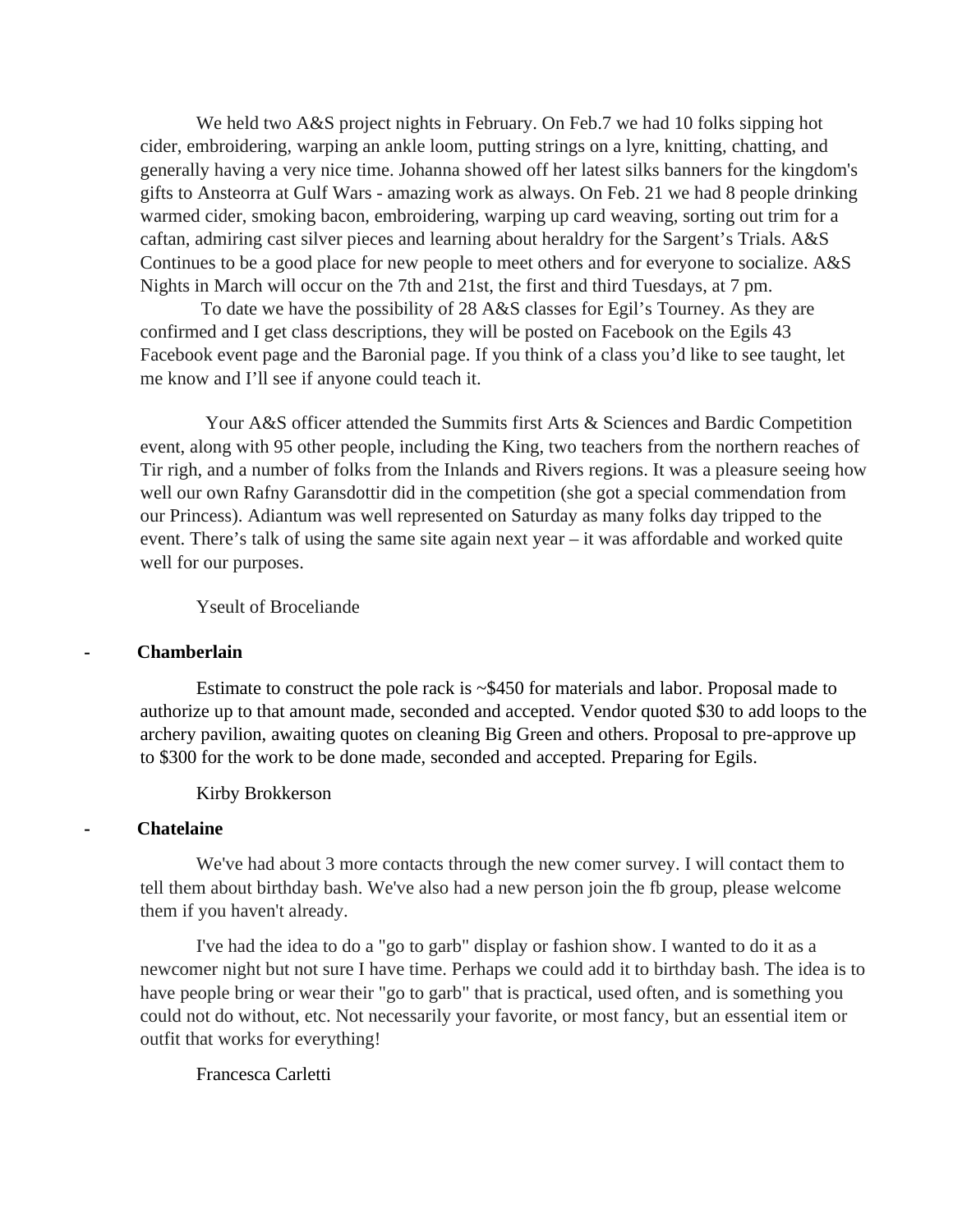We held two A&S project nights in February. On Feb.7 we had 10 folks sipping hot cider, embroidering, warping an ankle loom, putting strings on a lyre, knitting, chatting, and generally having a very nice time. Johanna showed off her latest silks banners for the kingdom's gifts to Ansteorra at Gulf Wars - amazing work as always. On Feb. 21 we had 8 people drinking warmed cider, smoking bacon, embroidering, warping up card weaving, sorting out trim for a caftan, admiring cast silver pieces and learning about heraldry for the Sargent's Trials. A&S Continues to be a good place for new people to meet others and for everyone to socialize. A&S Nights in March will occur on the 7th and 21st, the first and third Tuesdays, at 7 pm.

To date we have the possibility of 28 A&S classes for Egil's Tourney. As they are confirmed and I get class descriptions, they will be posted on Facebook on the Egils 43 Facebook event page and the Baronial page. If you think of a class you'd like to see taught, let me know and I'll see if anyone could teach it.

Your A&S officer attended the Summits first Arts & Sciences and Bardic Competition event, along with 95 other people, including the King, two teachers from the northern reaches of Tir righ, and a number of folks from the Inlands and Rivers regions. It was a pleasure seeing how well our own Rafny Garansdottir did in the competition (she got a special commendation from our Princess). Adiantum was well represented on Saturday as many folks day tripped to the event. There's talk of using the same site again next year – it was affordable and worked quite well for our purposes.

Yseult of Broceliande

- **Chamberlain**

Estimate to construct the pole rack is ~$450 for materials and labor. Proposal made to authorize up to that amount made, seconded and accepted. Vendor quoted $30 to add loops to the archery pavilion, awaiting quotes on cleaning Big Green and others. Proposal to pre-approve up to $300 for the work to be done made, seconded and accepted. Preparing for Egils.

Kirby Brokkerson

- **Chatelaine**

We've had about 3 more contacts through the new comer survey. I will contact them to tell them about birthday bash. We've also had a new person join the fb group, please welcome them if you haven't already.

I've had the idea to do a "go to garb" display or fashion show. I wanted to do it as a newcomer night but not sure I have time. Perhaps we could add it to birthday bash. The idea is to have people bring or wear their "go to garb" that is practical, used often, and is something you could not do without, etc. Not necessarily your favorite, or most fancy, but an essential item or outfit that works for everything!

Francesca Carletti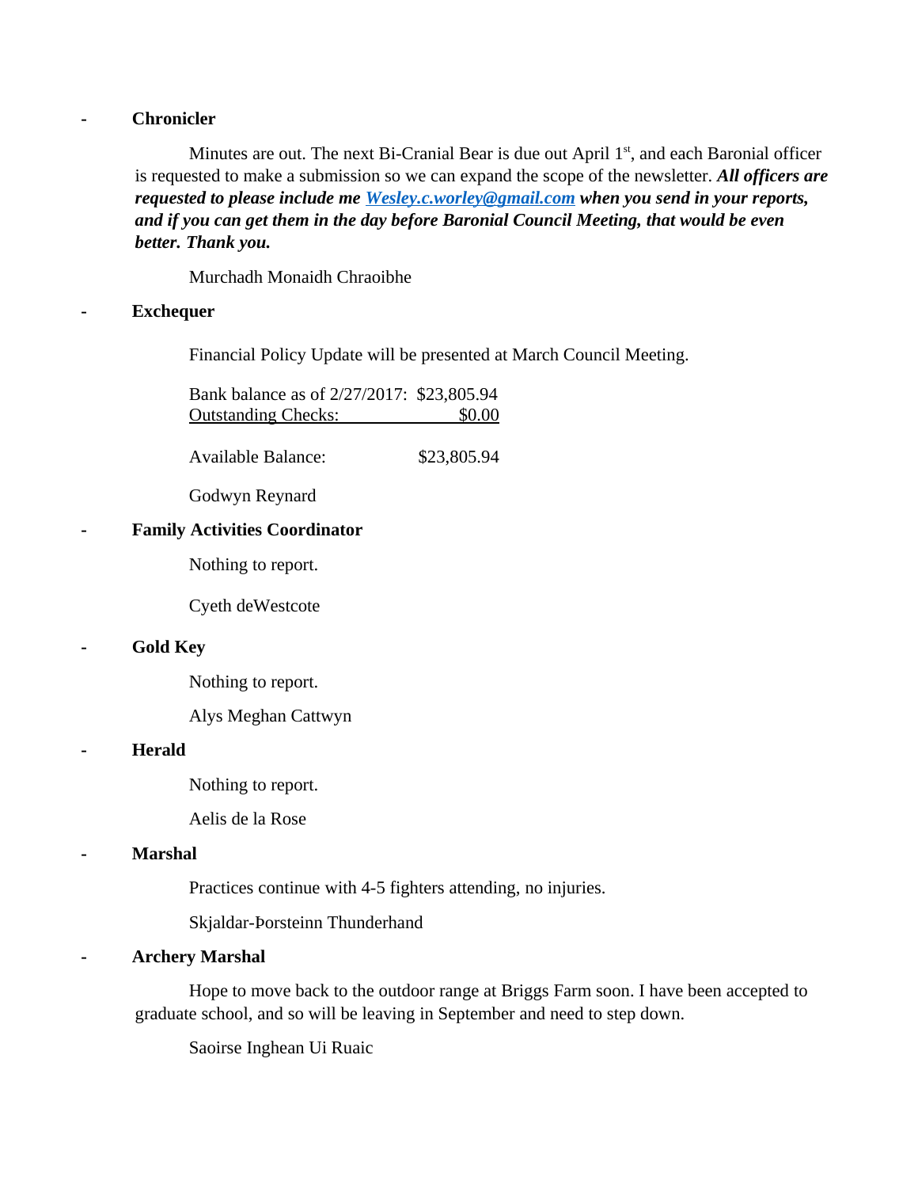- **Chronicler**

  Minutes are out. The next Bi-Cranial Bear is due out April 1st, and each Baronial officer is requested to make a submission so we can expand the scope of the newsletter. ***All officers are requested to please include me [Wesley.c.worley@gmail.com](mailto:Wesley.c.worley@gmail.com) when you send in your reports, and if you can get them in the day before Baronial Council Meeting, that would be even better. Thank you.***

  Murchadh Monaidh Chraoibhe

- **Exchequer**

  Financial Policy Update will be presented at March Council Meeting.

  | | |
  |---|---|
  | Bank balance as of 2/27/2017: | $23,805.94 |
  | Outstanding Checks: | $0.00 |
  | Available Balance: | $23,805.94 |

  Godwyn Reynard

- **Family Activities Coordinator**

  Nothing to report.

  Cyeth deWestcote

- **Gold Key**

  Nothing to report.

  Alys Meghan Cattwyn

- **Herald**

  Nothing to report.

  Aelis de la Rose

- **Marshal**

  Practices continue with 4-5 fighters attending, no injuries.

  Skjaldar-Þorsteinn Thunderhand

- **Archery Marshal**

  Hope to move back to the outdoor range at Briggs Farm soon. I have been accepted to graduate school, and so will be leaving in September and need to step down.

  Saoirse Inghean Ui Ruaic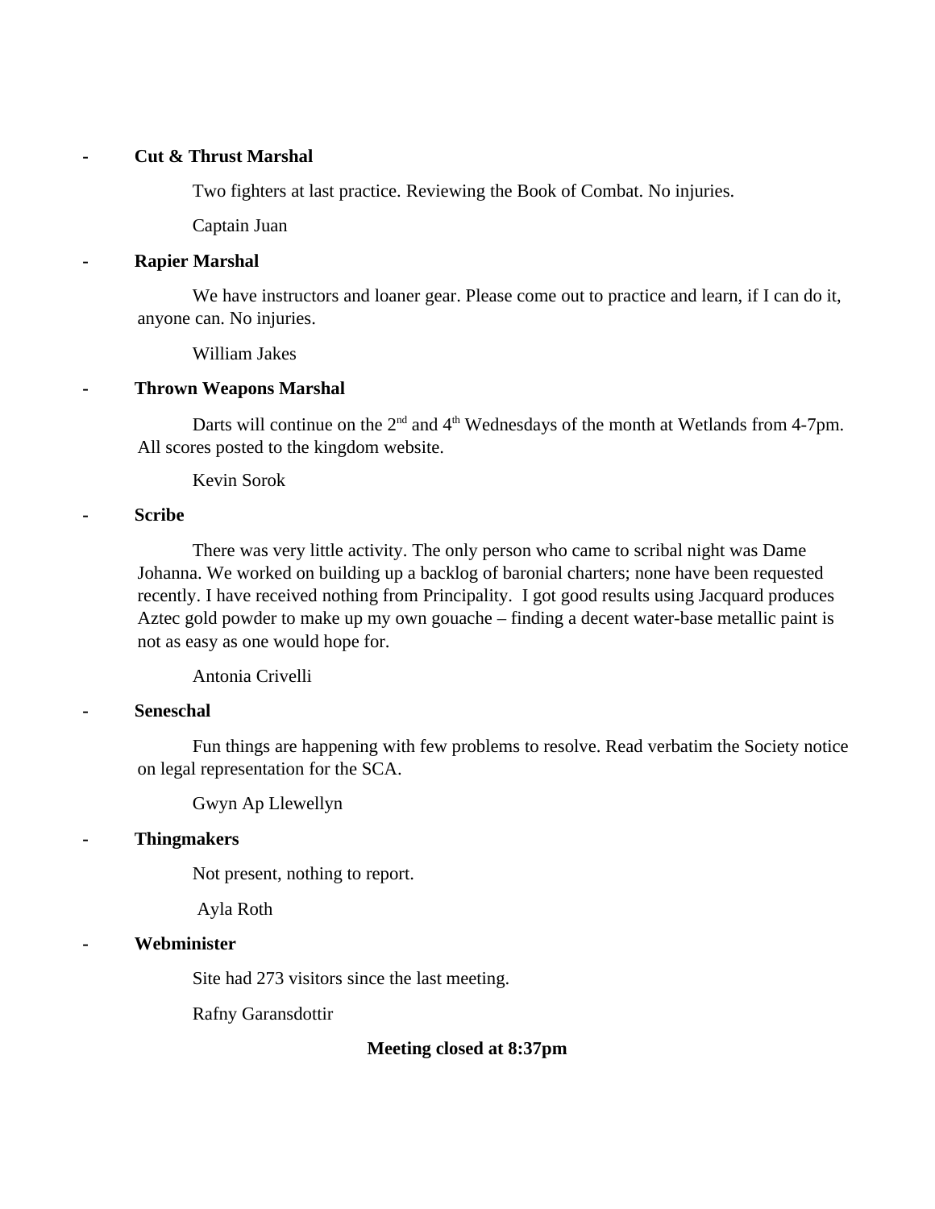- **Cut & Thrust Marshal**

  Two fighters at last practice. Reviewing the Book of Combat. No injuries.

  Captain Juan

- **Rapier Marshal**

  We have instructors and loaner gear. Please come out to practice and learn, if I can do it, anyone can. No injuries.

  William Jakes

- **Thrown Weapons Marshal**

  Darts will continue on the 2nd and 4th Wednesdays of the month at Wetlands from 4-7pm. All scores posted to the kingdom website.

  Kevin Sorok

- **Scribe**

  There was very little activity. The only person who came to scribal night was Dame Johanna. We worked on building up a backlog of baronial charters; none have been requested recently. I have received nothing from Principality. I got good results using Jacquard produces Aztec gold powder to make up my own gouache – finding a decent water-base metallic paint is not as easy as one would hope for.

  Antonia Crivelli

- **Seneschal**

  Fun things are happening with few problems to resolve. Read verbatim the Society notice on legal representation for the SCA.

  Gwyn Ap Llewellyn

- **Thingmakers**

  Not present, nothing to report.

  Ayla Roth

- **Webminister**

  Site had 273 visitors since the last meeting.

  Rafny Garansdottir

**Meeting closed at 8:37pm**